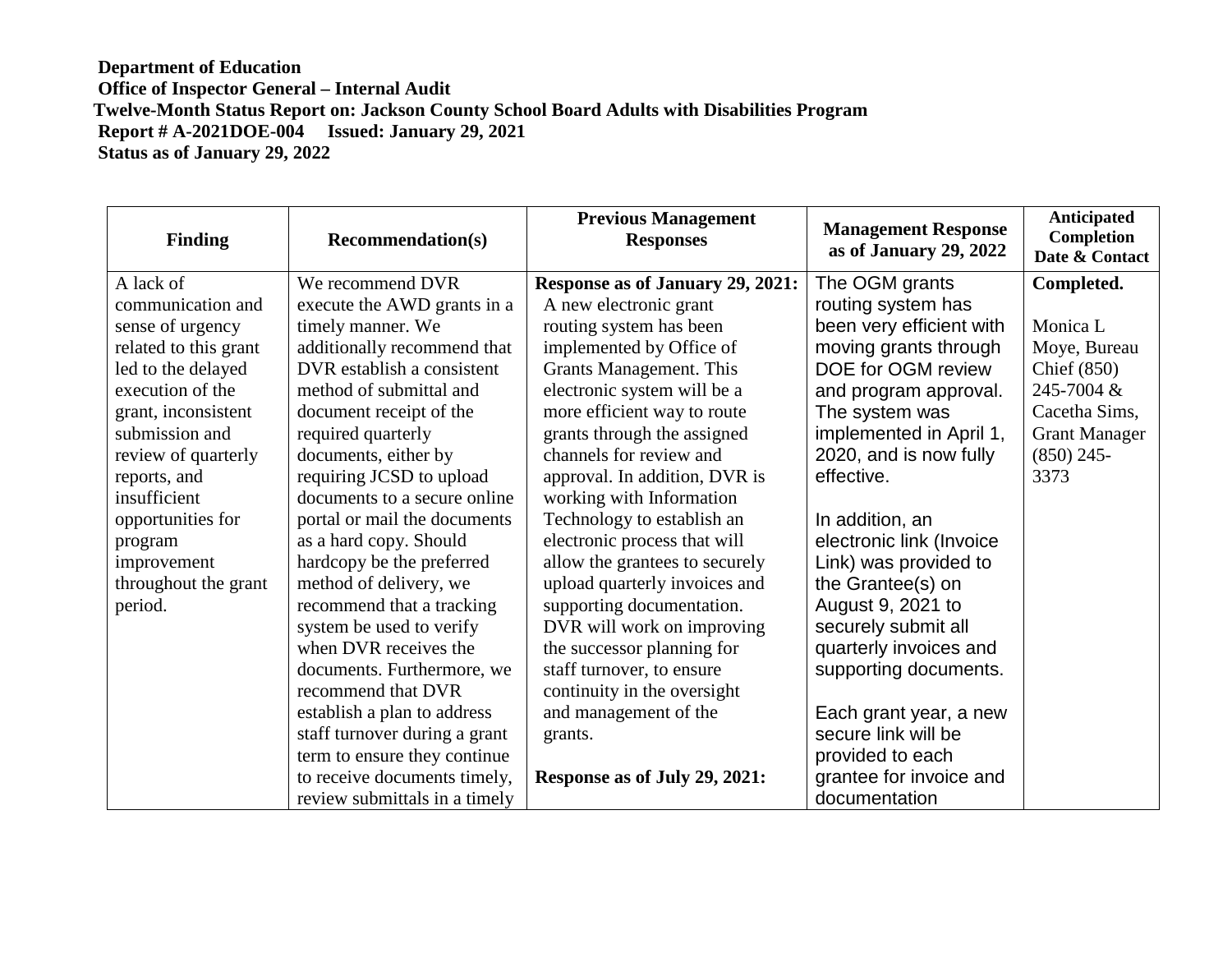**Department of Education**
**Office of Inspector General – Internal Audit**
**Twelve-Month Status Report on: Jackson County School Board Adults with Disabilities Program**
**Report # A-2021DOE-004 Issued: January 29, 2021**
**Status as of January 29, 2022**

| Finding | Recommendation(s) | Previous Management Responses | Management Response as of January 29, 2022 | Anticipated Completion Date & Contact |
|---|---|---|---|---|
| A lack of communication and sense of urgency related to this grant led to the delayed execution of the grant, inconsistent submission and review of quarterly reports, and insufficient opportunities for program improvement throughout the grant period. | We recommend DVR execute the AWD grants in a timely manner. We additionally recommend that DVR establish a consistent method of submittal and document receipt of the required quarterly documents, either by requiring JCSD to upload documents to a secure online portal or mail the documents as a hard copy. Should hardcopy be the preferred method of delivery, we recommend that a tracking system be used to verify when DVR receives the documents. Furthermore, we recommend that DVR establish a plan to address staff turnover during a grant term to ensure they continue to receive documents timely, review submittals in a timely | **Response as of January 29, 2021:** A new electronic grant routing system has been implemented by Office of Grants Management. This electronic system will be a more efficient way to route grants through the assigned channels for review and approval. In addition, DVR is working with Information Technology to establish an electronic process that will allow the grantees to securely upload quarterly invoices and supporting documentation. DVR will work on improving the successor planning for staff turnover, to ensure continuity in the oversight and management of the grants.<br><br>**Response as of July 29, 2021:** | The OGM grants routing system has been very efficient with moving grants through DOE for OGM review and program approval. The system was implemented in April 1, 2020, and is now fully effective.<br><br>In addition, an electronic link (Invoice Link) was provided to the Grantee(s) on August 9, 2021 to securely submit all quarterly invoices and supporting documents.<br><br>Each grant year, a new secure link will be provided to each grantee for invoice and documentation | **Completed.**<br><br>Monica L Moye, Bureau Chief (850) 245-7004 & Cacetha Sims, Grant Manager (850) 245-3373 |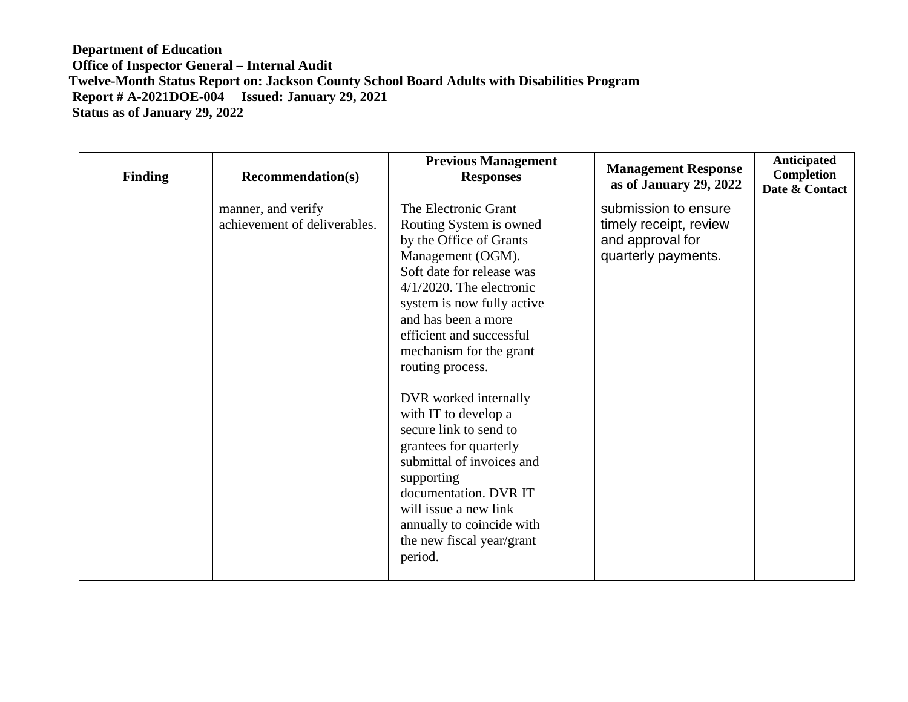**Department of Education**
**Office of Inspector General – Internal Audit**
**Twelve-Month Status Report on: Jackson County School Board Adults with Disabilities Program**
**Report # A-2021DOE-004 Issued: January 29, 2021**
**Status as of January 29, 2022**

| Finding | Recommendation(s) | Previous Management Responses | Management Response as of January 29, 2022 | Anticipated Completion Date & Contact |
|---|---|---|---|---|
| | manner, and verify achievement of deliverables. | The Electronic Grant Routing System is owned by the Office of Grants Management (OGM). Soft date for release was 4/1/2020. The electronic system is now fully active and has been a more efficient and successful mechanism for the grant routing process.<br><br>DVR worked internally with IT to develop a secure link to send to grantees for quarterly submittal of invoices and supporting documentation. DVR IT will issue a new link annually to coincide with the new fiscal year/grant period. | submission to ensure timely receipt, review and approval for quarterly payments. | |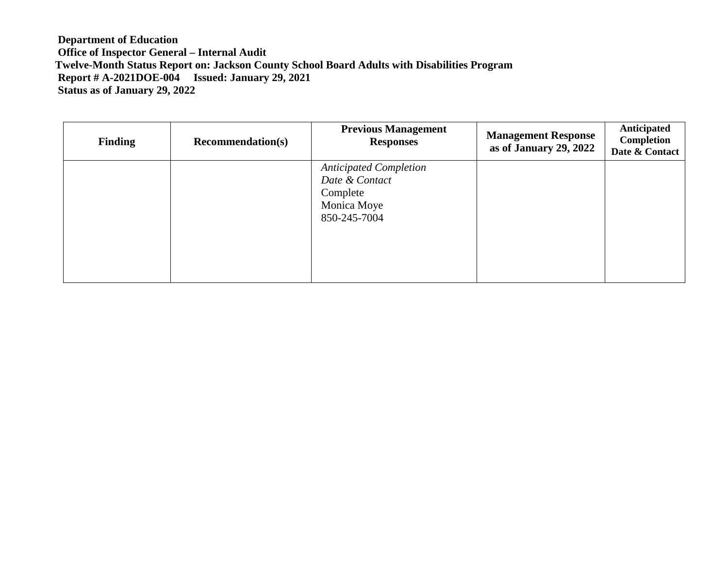**Department of Education**
**Office of Inspector General – Internal Audit**
**Twelve-Month Status Report on: Jackson County School Board Adults with Disabilities Program**
**Report # A-2021DOE-004 Issued: January 29, 2021**
**Status as of January 29, 2022**

| Finding | Recommendation(s) | Previous Management Responses | Management Response as of January 29, 2022 | Anticipated Completion Date & Contact |
|---|---|---|---|---|
| | | *Anticipated Completion Date & Contact*<br>Complete<br>Monica Moye<br>850-245-7004 | | |